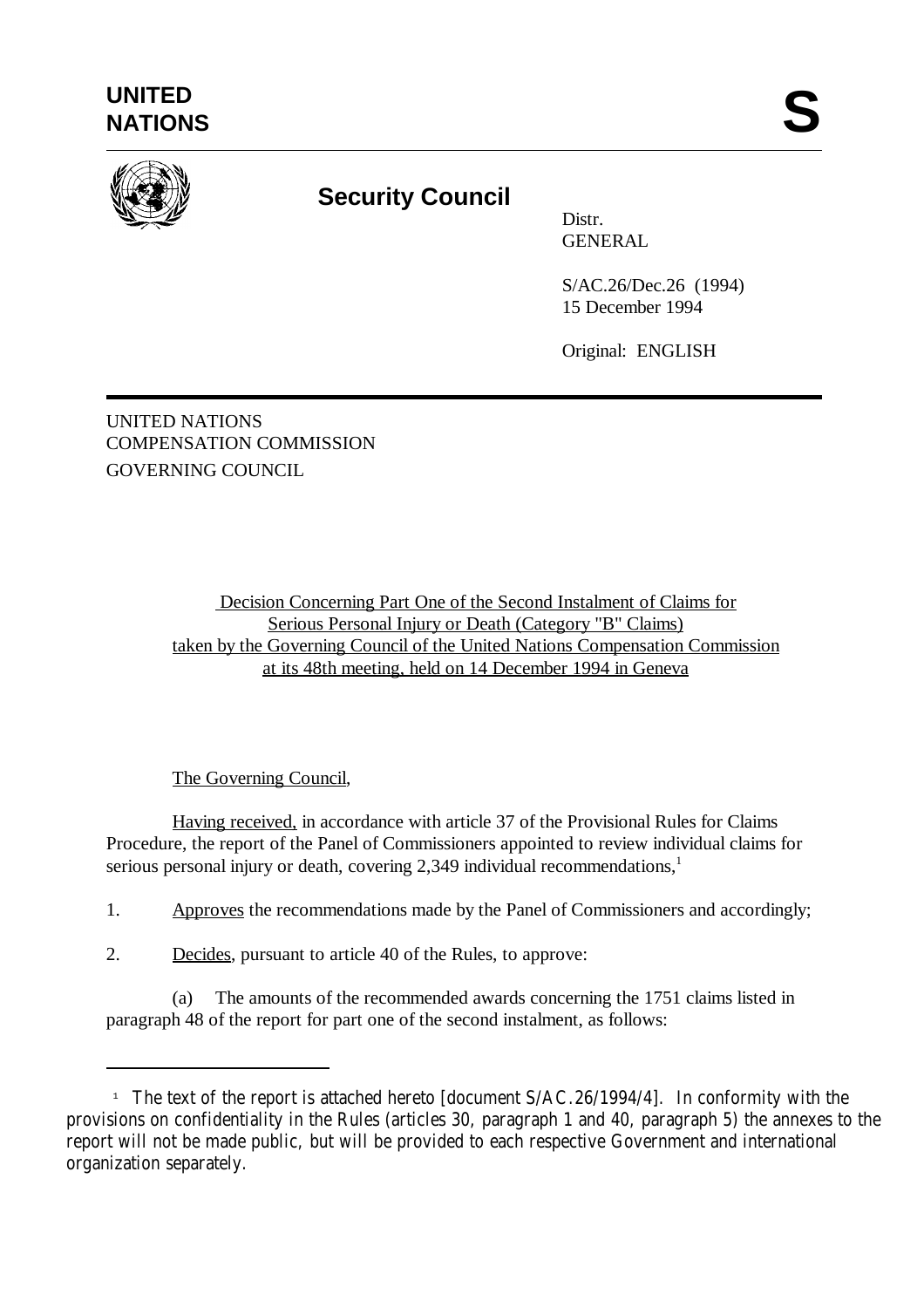**UNITED NATIONS**

# S

## Security Council

Distr.
GENERAL

S/AC.26/Dec.26 (1994)
15 December 1994

Original: ENGLISH

UNITED NATIONS
COMPENSATION COMMISSION
GOVERNING COUNCIL

Decision Concerning Part One of the Second Instalment of Claims for Serious Personal Injury or Death (Category "B" Claims) taken by the Governing Council of the United Nations Compensation Commission at its 48th meeting, held on 14 December 1994 in Geneva

The Governing Council,

Having received, in accordance with article 37 of the Provisional Rules for Claims Procedure, the report of the Panel of Commissioners appointed to review individual claims for serious personal injury or death, covering 2,349 individual recommendations,[1]

1. Approves the recommendations made by the Panel of Commissioners and accordingly;

2. Decides, pursuant to article 40 of the Rules, to approve:

(a) The amounts of the recommended awards concerning the 1751 claims listed in paragraph 48 of the report for part one of the second instalment, as follows:

---

[1] The text of the report is attached hereto [document S/AC.26/1994/4]. In conformity with the provisions on confidentiality in the Rules (articles 30, paragraph 1 and 40, paragraph 5) the annexes to the report will not be made public, but will be provided to each respective Government and international organization separately.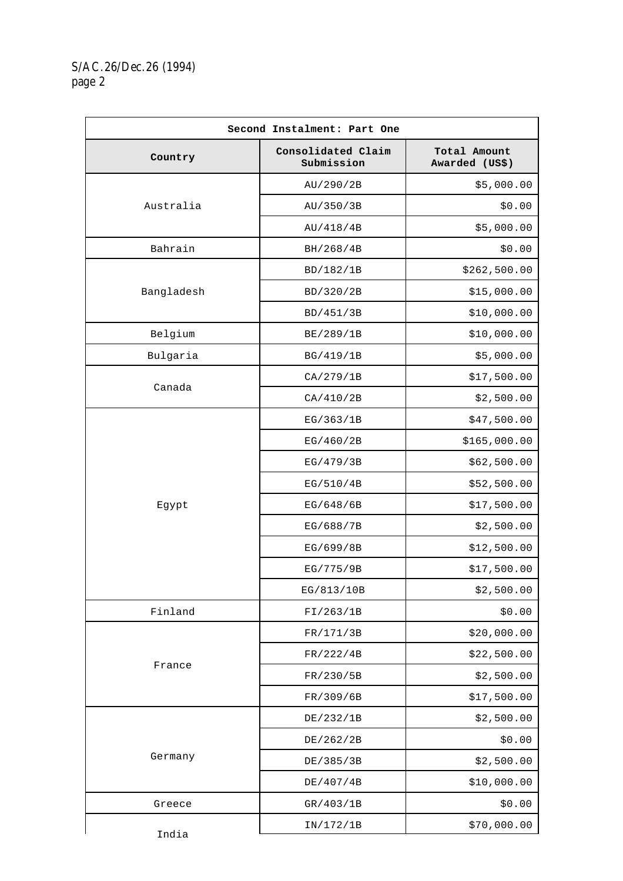| Second Instalment: Part One | | |
|---|---|---|
| **Country** | **Consolidated Claim Submission** | **Total Amount Awarded (US$)** |
| Australia | AU/290/2B | $5,000.00 |
| | AU/350/3B | $0.00 |
| | AU/418/4B | $5,000.00 |
| Bahrain | BH/268/4B | $0.00 |
| Bangladesh | BD/182/1B | $262,500.00 |
| | BD/320/2B | $15,000.00 |
| | BD/451/3B | $10,000.00 |
| Belgium | BE/289/1B | $10,000.00 |
| Bulgaria | BG/419/1B | $5,000.00 |
| Canada | CA/279/1B | $17,500.00 |
| | CA/410/2B | $2,500.00 |
| Egypt | EG/363/1B | $47,500.00 |
| | EG/460/2B | $165,000.00 |
| | EG/479/3B | $62,500.00 |
| | EG/510/4B | $52,500.00 |
| | EG/648/6B | $17,500.00 |
| | EG/688/7B | $2,500.00 |
| | EG/699/8B | $12,500.00 |
| | EG/775/9B | $17,500.00 |
| | EG/813/10B | $2,500.00 |
| Finland | FI/263/1B | $0.00 |
| France | FR/171/3B | $20,000.00 |
| | FR/222/4B | $22,500.00 |
| | FR/230/5B | $2,500.00 |
| | FR/309/6B | $17,500.00 |
| Germany | DE/232/1B | $2,500.00 |
| | DE/262/2B | $0.00 |
| | DE/385/3B | $2,500.00 |
| | DE/407/4B | $10,000.00 |
| Greece | GR/403/1B | $0.00 |
| India | IN/172/1B | $70,000.00 |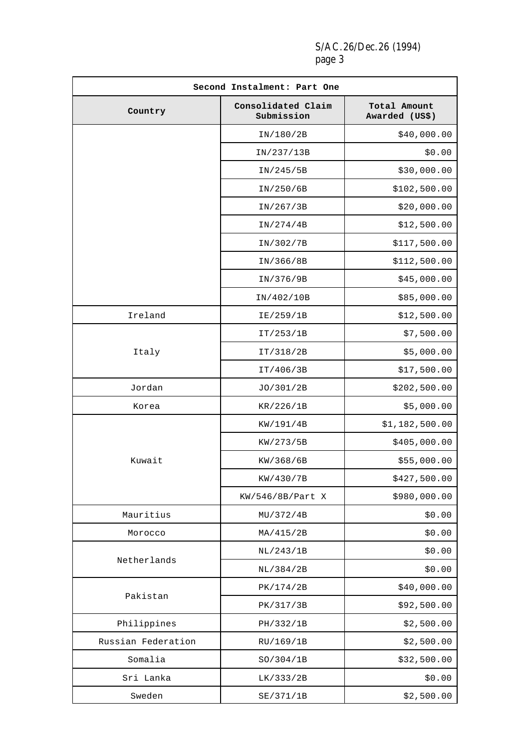| Second Instalment: Part One | | |
|---|---|---|
| Country | Consolidated Claim Submission | Total Amount Awarded (US$) |
| | IN/180/2B | $40,000.00 |
| | IN/237/13B | $0.00 |
| | IN/245/5B | $30,000.00 |
| | IN/250/6B | $102,500.00 |
| | IN/267/3B | $20,000.00 |
| | IN/274/4B | $12,500.00 |
| | IN/302/7B | $117,500.00 |
| | IN/366/8B | $112,500.00 |
| | IN/376/9B | $45,000.00 |
| | IN/402/10B | $85,000.00 |
| Ireland | IE/259/1B | $12,500.00 |
| Italy | IT/253/1B | $7,500.00 |
| | IT/318/2B | $5,000.00 |
| | IT/406/3B | $17,500.00 |
| Jordan | JO/301/2B | $202,500.00 |
| Korea | KR/226/1B | $5,000.00 |
| Kuwait | KW/191/4B | $1,182,500.00 |
| | KW/273/5B | $405,000.00 |
| | KW/368/6B | $55,000.00 |
| | KW/430/7B | $427,500.00 |
| | KW/546/8B/Part X | $980,000.00 |
| Mauritius | MU/372/4B | $0.00 |
| Morocco | MA/415/2B | $0.00 |
| Netherlands | NL/243/1B | $0.00 |
| | NL/384/2B | $0.00 |
| Pakistan | PK/174/2B | $40,000.00 |
| | PK/317/3B | $92,500.00 |
| Philippines | PH/332/1B | $2,500.00 |
| Russian Federation | RU/169/1B | $2,500.00 |
| Somalia | SO/304/1B | $32,500.00 |
| Sri Lanka | LK/333/2B | $0.00 |
| Sweden | SE/371/1B | $2,500.00 |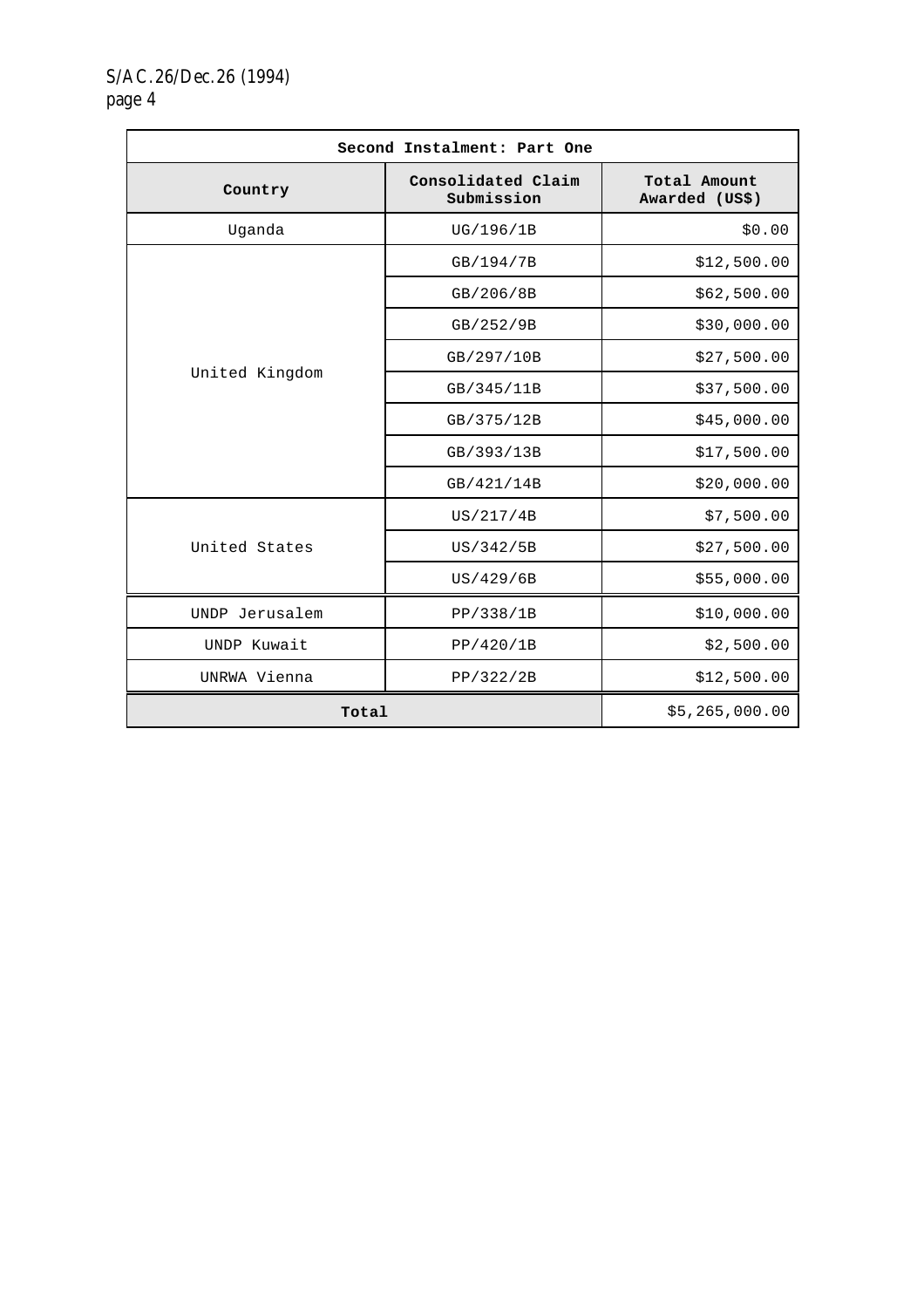| Second Instalment: Part One | | |
|---|---|---|
| Country | Consolidated Claim Submission | Total Amount Awarded (US$) |
| Uganda | UG/196/1B | $0.00 |
| United Kingdom | GB/194/7B | $12,500.00 |
| | GB/206/8B | $62,500.00 |
| | GB/252/9B | $30,000.00 |
| | GB/297/10B | $27,500.00 |
| | GB/345/11B | $37,500.00 |
| | GB/375/12B | $45,000.00 |
| | GB/393/13B | $17,500.00 |
| | GB/421/14B | $20,000.00 |
| United States | US/217/4B | $7,500.00 |
| | US/342/5B | $27,500.00 |
| | US/429/6B | $55,000.00 |
| UNDP Jerusalem | PP/338/1B | $10,000.00 |
| UNDP Kuwait | PP/420/1B | $2,500.00 |
| UNRWA Vienna | PP/322/2B | $12,500.00 |
| **Total** | | $5,265,000.00 |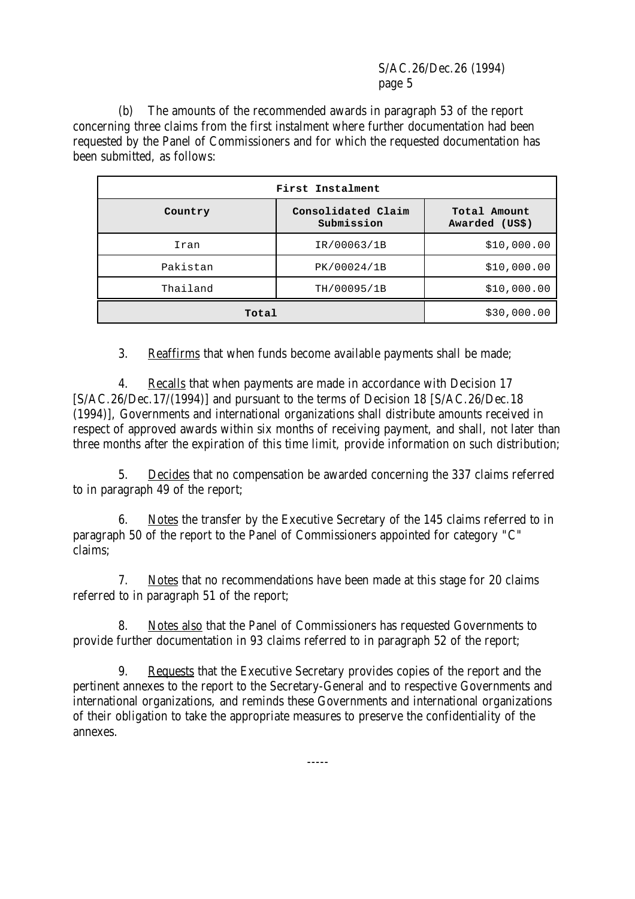(b) The amounts of the recommended awards in paragraph 53 of the report concerning three claims from the first instalment where further documentation had been requested by the Panel of Commissioners and for which the requested documentation has been submitted, as follows:

| First Instalment | | |
|---|---|---|
| **Country** | **Consolidated Claim Submission** | **Total Amount Awarded (US$)** |
| Iran | IR/00063/1B | $10,000.00 |
| Pakistan | PK/00024/1B | $10,000.00 |
| Thailand | TH/00095/1B | $10,000.00 |
| **Total** | | $30,000.00 |

3. Reaffirms that when funds become available payments shall be made;

4. Recalls that when payments are made in accordance with Decision 17 [S/AC.26/Dec.17/(1994)] and pursuant to the terms of Decision 18 [S/AC.26/Dec.18 (1994)], Governments and international organizations shall distribute amounts received in respect of approved awards within six months of receiving payment, and shall, not later than three months after the expiration of this time limit, provide information on such distribution;

5. Decides that no compensation be awarded concerning the 337 claims referred to in paragraph 49 of the report;

6. Notes the transfer by the Executive Secretary of the 145 claims referred to in paragraph 50 of the report to the Panel of Commissioners appointed for category "C" claims;

7. Notes that no recommendations have been made at this stage for 20 claims referred to in paragraph 51 of the report;

8. Notes also that the Panel of Commissioners has requested Governments to provide further documentation in 93 claims referred to in paragraph 52 of the report;

9. Requests that the Executive Secretary provides copies of the report and the pertinent annexes to the report to the Secretary-General and to respective Governments and international organizations, and reminds these Governments and international organizations of their obligation to take the appropriate measures to preserve the confidentiality of the annexes.

-----